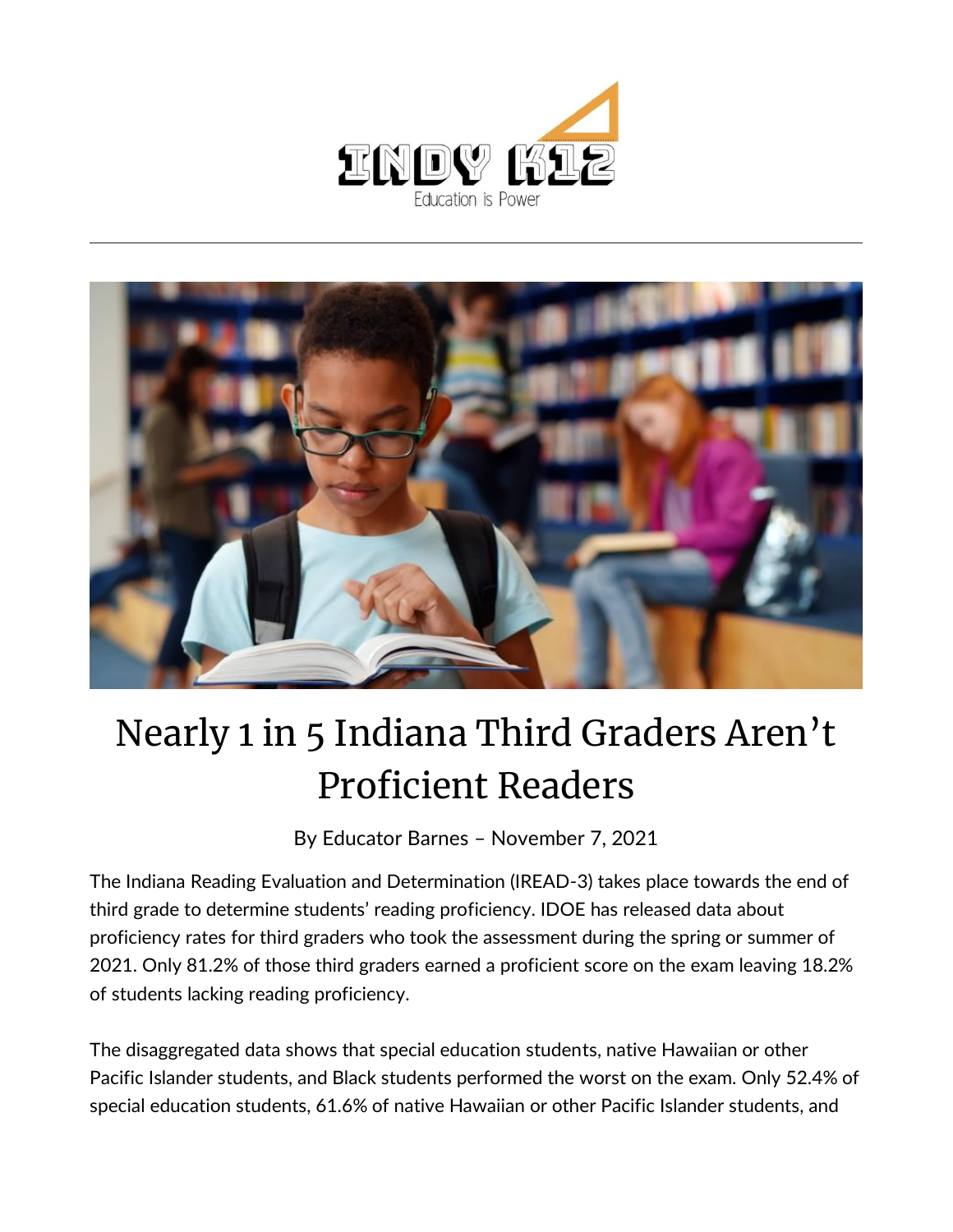# Nearly 1 in 5 Indiana Third Graders Aren't Proficient Readers

By Educator Barnes – November 7, 2021

The Indiana Reading Evaluation and Determination (IREAD-3) takes place towards the end of third grade to determine students' reading proficiency. IDOE has released data about proficiency rates for third graders who took the assessment during the spring or summer of 2021. Only 81.2% of those third graders earned a proficient score on the exam leaving 18.2% of students lacking reading proficiency.

The disaggregated data shows that special education students, native Hawaiian or other Pacific Islander students, and Black students performed the worst on the exam. Only 52.4% of special education students, 61.6% of native Hawaiian or other Pacific Islander students, and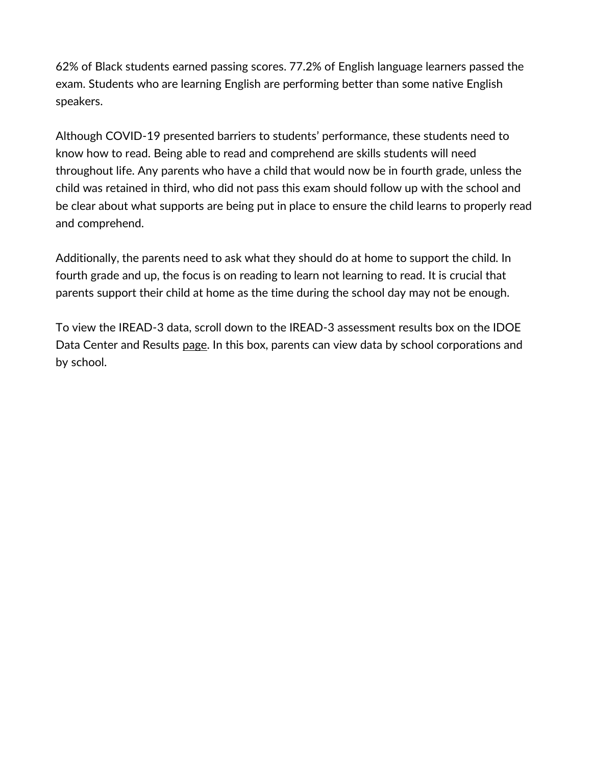62% of Black students earned passing scores. 77.2% of English language learners passed the exam. Students who are learning English are performing better than some native English speakers.

Although COVID-19 presented barriers to students' performance, these students need to know how to read. Being able to read and comprehend are skills students will need throughout life. Any parents who have a child that would now be in fourth grade, unless the child was retained in third, who did not pass this exam should follow up with the school and be clear about what supports are being put in place to ensure the child learns to properly read and comprehend.

Additionally, the parents need to ask what they should do at home to support the child. In fourth grade and up, the focus is on reading to learn not learning to read. It is crucial that parents support their child at home as the time during the school day may not be enough.

To view the IREAD-3 data, scroll down to the IREAD-3 assessment results box on the IDOE Data Center and Results page. In this box, parents can view data by school corporations and by school.